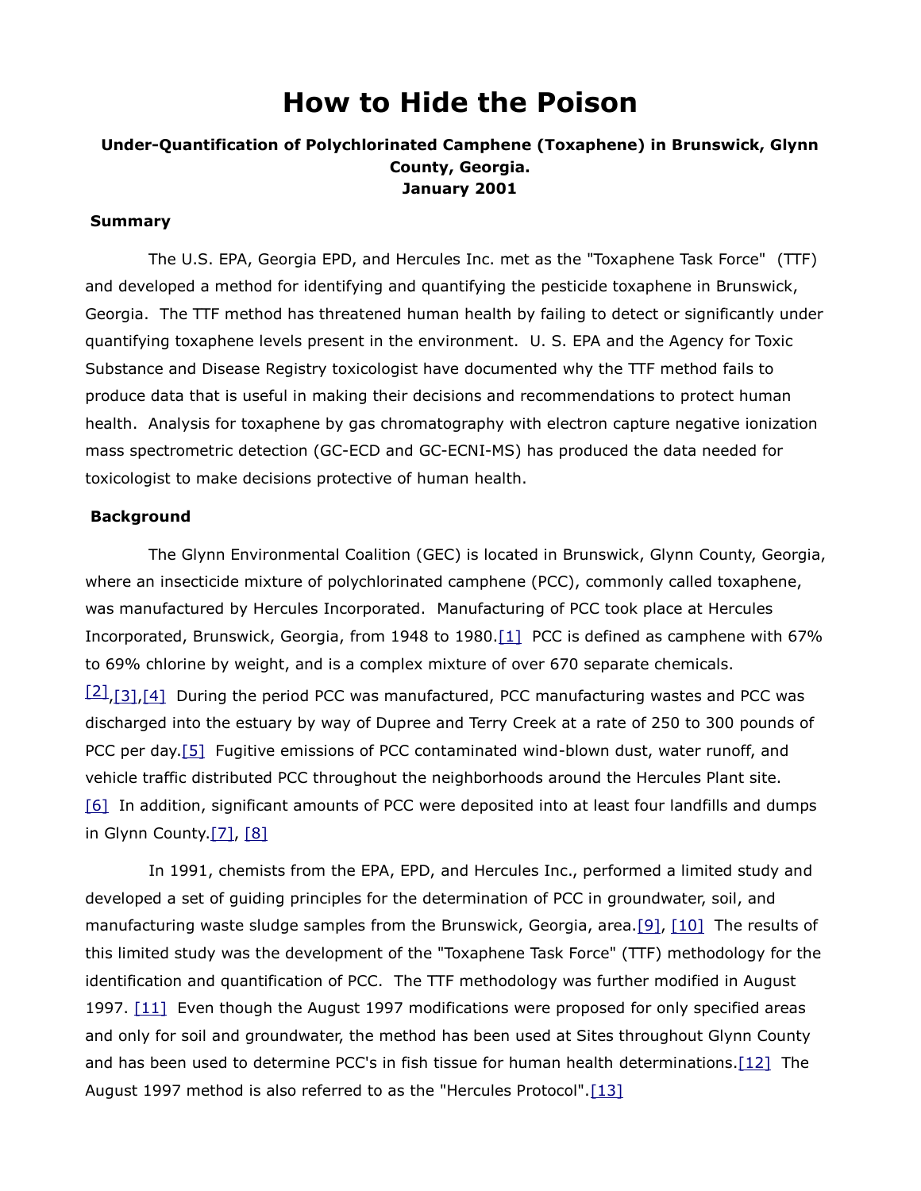# How to Hide the Poison

### Under-Quantification of Polychlorinated Camphene (Toxaphene) in Brunswick, Glynn County, Georgia.
### January 2001

## Summary

The U.S. EPA, Georgia EPD, and Hercules Inc. met as the "Toxaphene Task Force" (TTF) and developed a method for identifying and quantifying the pesticide toxaphene in Brunswick, Georgia. The TTF method has threatened human health by failing to detect or significantly under quantifying toxaphene levels present in the environment. U. S. EPA and the Agency for Toxic Substance and Disease Registry toxicologist have documented why the TTF method fails to produce data that is useful in making their decisions and recommendations to protect human health. Analysis for toxaphene by gas chromatography with electron capture negative ionization mass spectrometric detection (GC-ECD and GC-ECNI-MS) has produced the data needed for toxicologist to make decisions protective of human health.

## Background

The Glynn Environmental Coalition (GEC) is located in Brunswick, Glynn County, Georgia, where an insecticide mixture of polychlorinated camphene (PCC), commonly called toxaphene, was manufactured by Hercules Incorporated. Manufacturing of PCC took place at Hercules Incorporated, Brunswick, Georgia, from 1948 to 1980.[1] PCC is defined as camphene with 67% to 69% chlorine by weight, and is a complex mixture of over 670 separate chemicals.[2],[3],[4] During the period PCC was manufactured, PCC manufacturing wastes and PCC was discharged into the estuary by way of Dupree and Terry Creek at a rate of 250 to 300 pounds of PCC per day.[5] Fugitive emissions of PCC contaminated wind-blown dust, water runoff, and vehicle traffic distributed PCC throughout the neighborhoods around the Hercules Plant site.[6] In addition, significant amounts of PCC were deposited into at least four landfills and dumps in Glynn County.[7], [8]

In 1991, chemists from the EPA, EPD, and Hercules Inc., performed a limited study and developed a set of guiding principles for the determination of PCC in groundwater, soil, and manufacturing waste sludge samples from the Brunswick, Georgia, area.[9], [10] The results of this limited study was the development of the "Toxaphene Task Force" (TTF) methodology for the identification and quantification of PCC. The TTF methodology was further modified in August 1997. [11] Even though the August 1997 modifications were proposed for only specified areas and only for soil and groundwater, the method has been used at Sites throughout Glynn County and has been used to determine PCC's in fish tissue for human health determinations.[12] The August 1997 method is also referred to as the "Hercules Protocol".[13]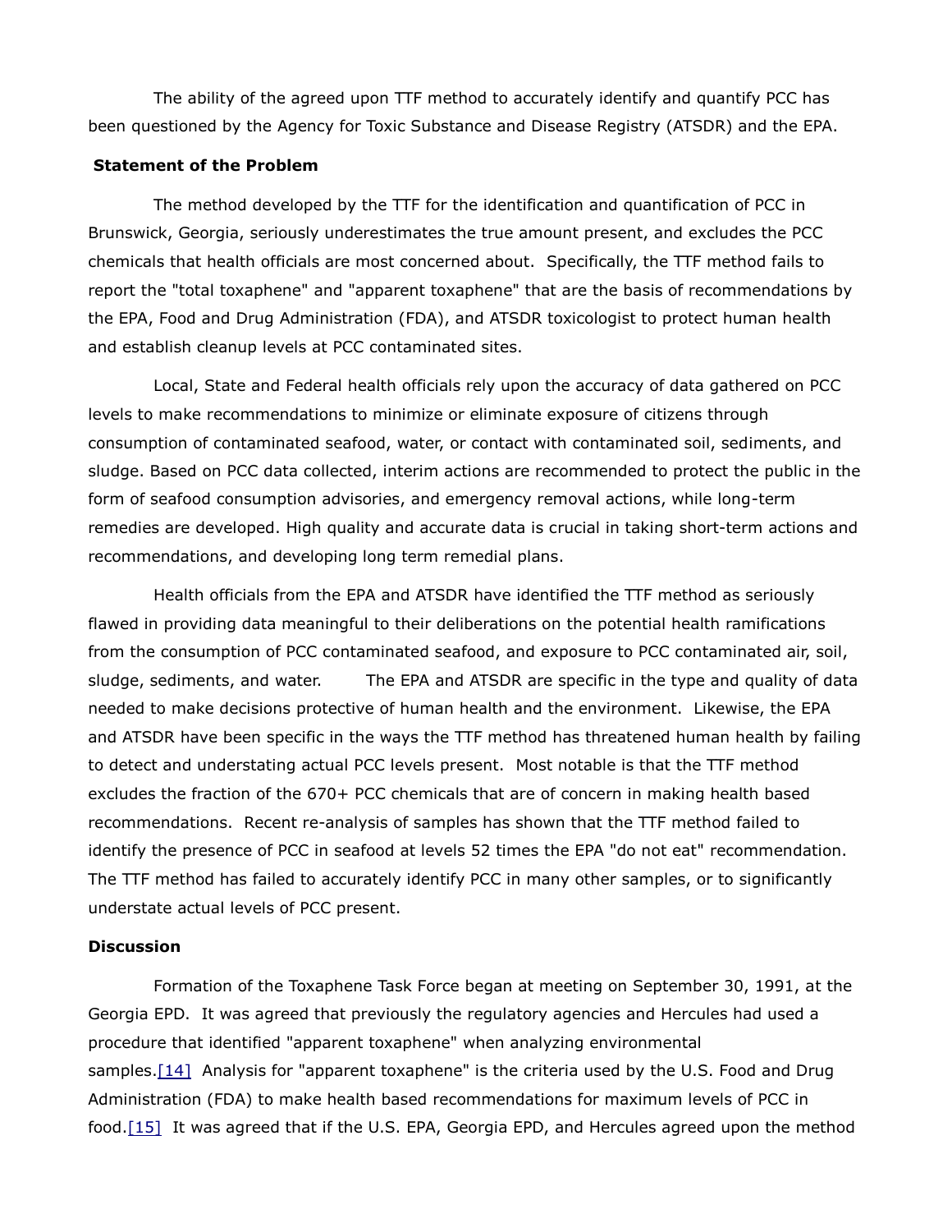The ability of the agreed upon TTF method to accurately identify and quantify PCC has been questioned by the Agency for Toxic Substance and Disease Registry (ATSDR) and the EPA.

**Statement of the Problem**

The method developed by the TTF for the identification and quantification of PCC in Brunswick, Georgia, seriously underestimates the true amount present, and excludes the PCC chemicals that health officials are most concerned about. Specifically, the TTF method fails to report the "total toxaphene" and "apparent toxaphene" that are the basis of recommendations by the EPA, Food and Drug Administration (FDA), and ATSDR toxicologist to protect human health and establish cleanup levels at PCC contaminated sites.

Local, State and Federal health officials rely upon the accuracy of data gathered on PCC levels to make recommendations to minimize or eliminate exposure of citizens through consumption of contaminated seafood, water, or contact with contaminated soil, sediments, and sludge. Based on PCC data collected, interim actions are recommended to protect the public in the form of seafood consumption advisories, and emergency removal actions, while long-term remedies are developed. High quality and accurate data is crucial in taking short-term actions and recommendations, and developing long term remedial plans.

Health officials from the EPA and ATSDR have identified the TTF method as seriously flawed in providing data meaningful to their deliberations on the potential health ramifications from the consumption of PCC contaminated seafood, and exposure to PCC contaminated air, soil, sludge, sediments, and water. The EPA and ATSDR are specific in the type and quality of data needed to make decisions protective of human health and the environment. Likewise, the EPA and ATSDR have been specific in the ways the TTF method has threatened human health by failing to detect and understating actual PCC levels present. Most notable is that the TTF method excludes the fraction of the 670+ PCC chemicals that are of concern in making health based recommendations. Recent re-analysis of samples has shown that the TTF method failed to identify the presence of PCC in seafood at levels 52 times the EPA "do not eat" recommendation. The TTF method has failed to accurately identify PCC in many other samples, or to significantly understate actual levels of PCC present.

**Discussion**

Formation of the Toxaphene Task Force began at meeting on September 30, 1991, at the Georgia EPD. It was agreed that previously the regulatory agencies and Hercules had used a procedure that identified "apparent toxaphene" when analyzing environmental samples.[14] Analysis for "apparent toxaphene" is the criteria used by the U.S. Food and Drug Administration (FDA) to make health based recommendations for maximum levels of PCC in food.[15] It was agreed that if the U.S. EPA, Georgia EPD, and Hercules agreed upon the method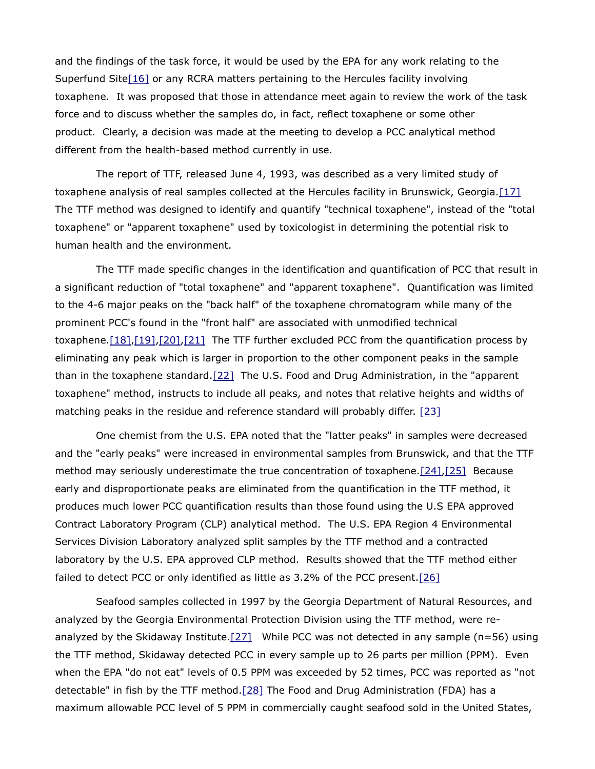and the findings of the task force, it would be used by the EPA for any work relating to the Superfund Site[16] or any RCRA matters pertaining to the Hercules facility involving toxaphene. It was proposed that those in attendance meet again to review the work of the task force and to discuss whether the samples do, in fact, reflect toxaphene or some other product. Clearly, a decision was made at the meeting to develop a PCC analytical method different from the health-based method currently in use.

The report of TTF, released June 4, 1993, was described as a very limited study of toxaphene analysis of real samples collected at the Hercules facility in Brunswick, Georgia.[17] The TTF method was designed to identify and quantify "technical toxaphene", instead of the "total toxaphene" or "apparent toxaphene" used by toxicologist in determining the potential risk to human health and the environment.

The TTF made specific changes in the identification and quantification of PCC that result in a significant reduction of "total toxaphene" and "apparent toxaphene". Quantification was limited to the 4-6 major peaks on the "back half" of the toxaphene chromatogram while many of the prominent PCC's found in the "front half" are associated with unmodified technical toxaphene.[18],[19],[20],[21] The TTF further excluded PCC from the quantification process by eliminating any peak which is larger in proportion to the other component peaks in the sample than in the toxaphene standard.[22] The U.S. Food and Drug Administration, in the "apparent toxaphene" method, instructs to include all peaks, and notes that relative heights and widths of matching peaks in the residue and reference standard will probably differ. [23]

One chemist from the U.S. EPA noted that the "latter peaks" in samples were decreased and the "early peaks" were increased in environmental samples from Brunswick, and that the TTF method may seriously underestimate the true concentration of toxaphene.[24],[25] Because early and disproportionate peaks are eliminated from the quantification in the TTF method, it produces much lower PCC quantification results than those found using the U.S EPA approved Contract Laboratory Program (CLP) analytical method. The U.S. EPA Region 4 Environmental Services Division Laboratory analyzed split samples by the TTF method and a contracted laboratory by the U.S. EPA approved CLP method. Results showed that the TTF method either failed to detect PCC or only identified as little as 3.2% of the PCC present.[26]

Seafood samples collected in 1997 by the Georgia Department of Natural Resources, and analyzed by the Georgia Environmental Protection Division using the TTF method, were re-analyzed by the Skidaway Institute.[27] While PCC was not detected in any sample (n=56) using the TTF method, Skidaway detected PCC in every sample up to 26 parts per million (PPM). Even when the EPA "do not eat" levels of 0.5 PPM was exceeded by 52 times, PCC was reported as "not detectable" in fish by the TTF method.[28] The Food and Drug Administration (FDA) has a maximum allowable PCC level of 5 PPM in commercially caught seafood sold in the United States,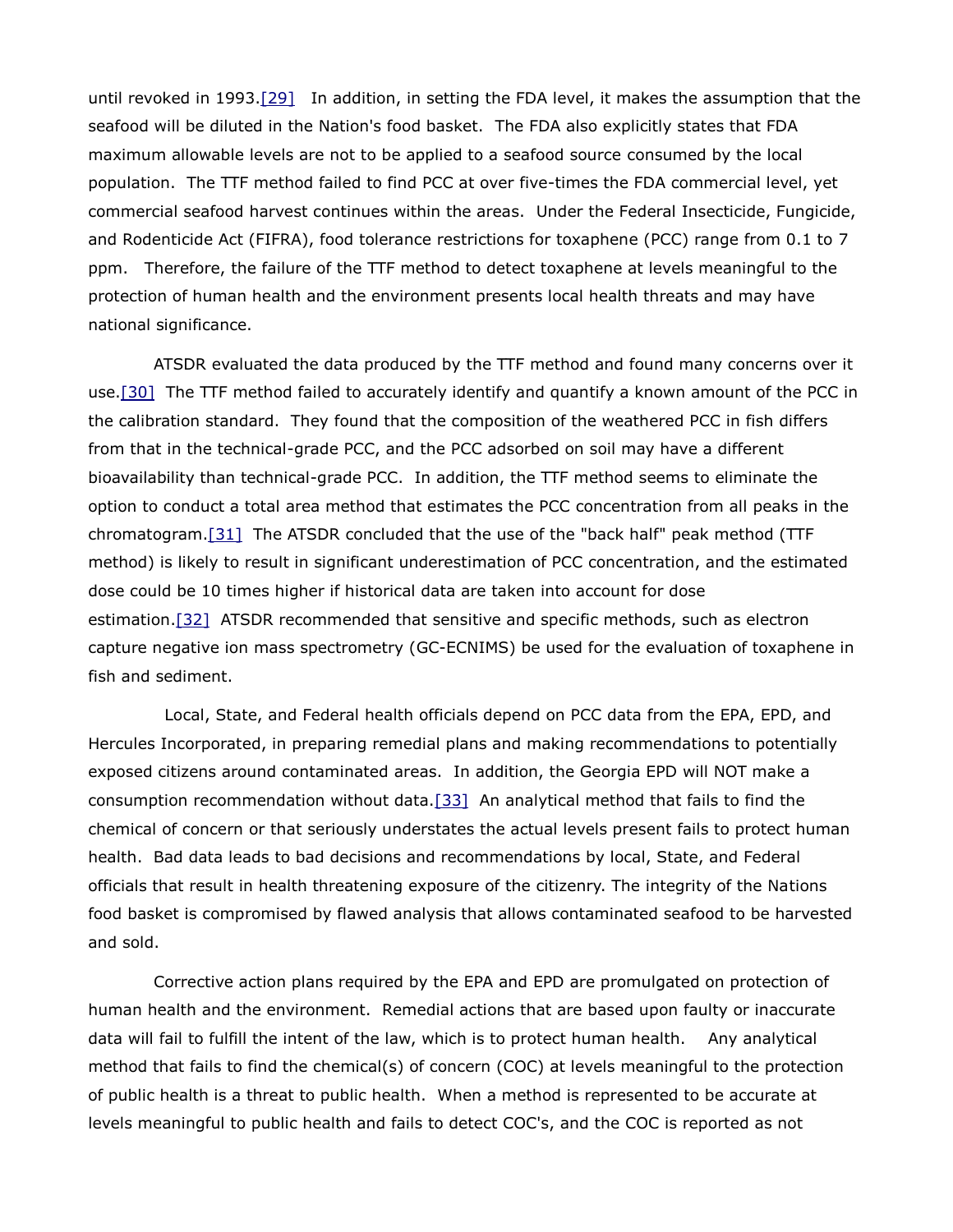until revoked in 1993.[29] In addition, in setting the FDA level, it makes the assumption that the seafood will be diluted in the Nation's food basket. The FDA also explicitly states that FDA maximum allowable levels are not to be applied to a seafood source consumed by the local population. The TTF method failed to find PCC at over five-times the FDA commercial level, yet commercial seafood harvest continues within the areas. Under the Federal Insecticide, Fungicide, and Rodenticide Act (FIFRA), food tolerance restrictions for toxaphene (PCC) range from 0.1 to 7 ppm. Therefore, the failure of the TTF method to detect toxaphene at levels meaningful to the protection of human health and the environment presents local health threats and may have national significance.

ATSDR evaluated the data produced by the TTF method and found many concerns over it use.[30] The TTF method failed to accurately identify and quantify a known amount of the PCC in the calibration standard. They found that the composition of the weathered PCC in fish differs from that in the technical-grade PCC, and the PCC adsorbed on soil may have a different bioavailability than technical-grade PCC. In addition, the TTF method seems to eliminate the option to conduct a total area method that estimates the PCC concentration from all peaks in the chromatogram.[31] The ATSDR concluded that the use of the "back half" peak method (TTF method) is likely to result in significant underestimation of PCC concentration, and the estimated dose could be 10 times higher if historical data are taken into account for dose estimation.[32] ATSDR recommended that sensitive and specific methods, such as electron capture negative ion mass spectrometry (GC-ECNIMS) be used for the evaluation of toxaphene in fish and sediment.

Local, State, and Federal health officials depend on PCC data from the EPA, EPD, and Hercules Incorporated, in preparing remedial plans and making recommendations to potentially exposed citizens around contaminated areas. In addition, the Georgia EPD will NOT make a consumption recommendation without data.[33] An analytical method that fails to find the chemical of concern or that seriously understates the actual levels present fails to protect human health. Bad data leads to bad decisions and recommendations by local, State, and Federal officials that result in health threatening exposure of the citizenry. The integrity of the Nations food basket is compromised by flawed analysis that allows contaminated seafood to be harvested and sold.

Corrective action plans required by the EPA and EPD are promulgated on protection of human health and the environment. Remedial actions that are based upon faulty or inaccurate data will fail to fulfill the intent of the law, which is to protect human health. Any analytical method that fails to find the chemical(s) of concern (COC) at levels meaningful to the protection of public health is a threat to public health. When a method is represented to be accurate at levels meaningful to public health and fails to detect COC's, and the COC is reported as not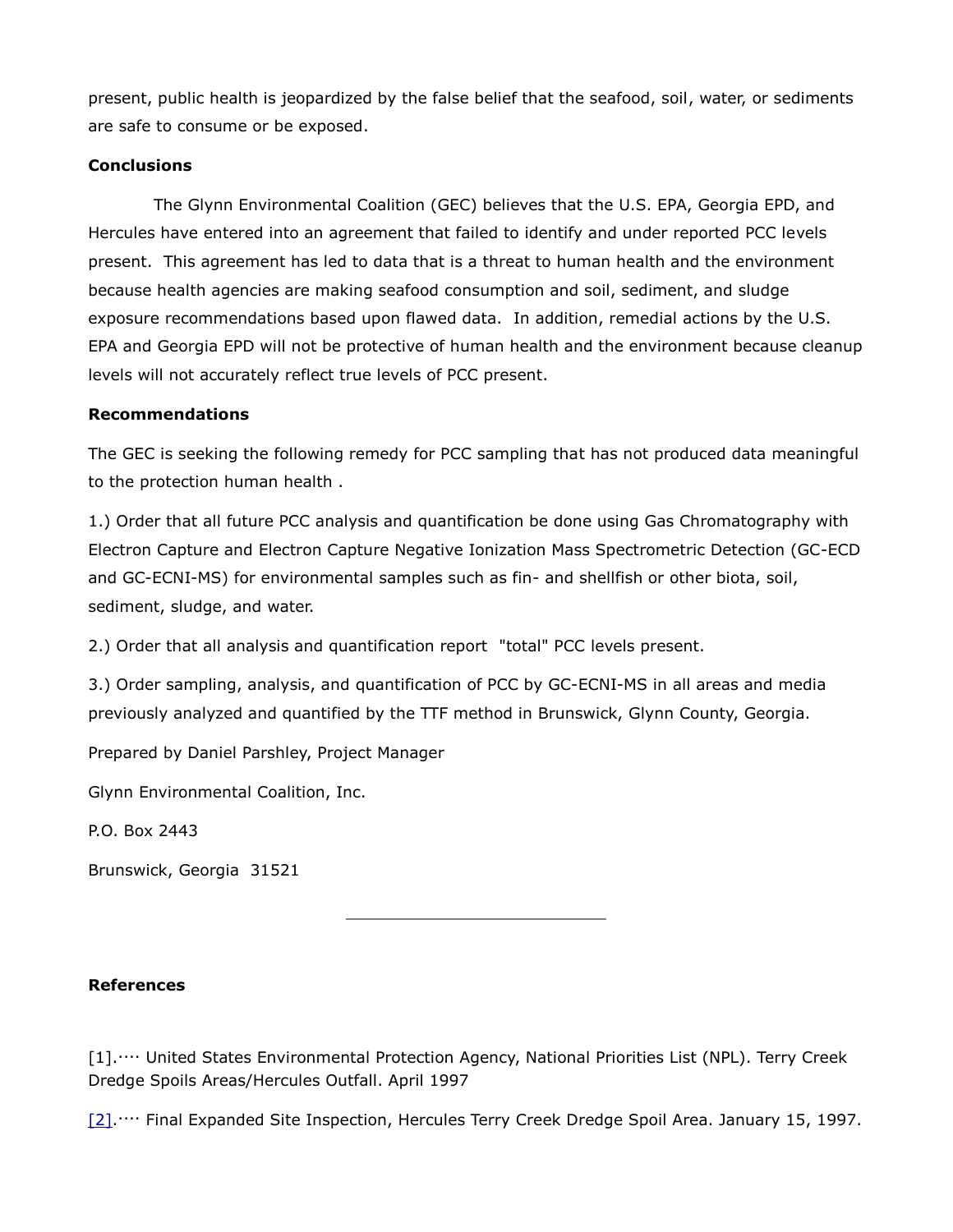present, public health is jeopardized by the false belief that the seafood, soil, water, or sediments are safe to consume or be exposed.

**Conclusions**

The Glynn Environmental Coalition (GEC) believes that the U.S. EPA, Georgia EPD, and Hercules have entered into an agreement that failed to identify and under reported PCC levels present. This agreement has led to data that is a threat to human health and the environment because health agencies are making seafood consumption and soil, sediment, and sludge exposure recommendations based upon flawed data. In addition, remedial actions by the U.S. EPA and Georgia EPD will not be protective of human health and the environment because cleanup levels will not accurately reflect true levels of PCC present.

**Recommendations**

The GEC is seeking the following remedy for PCC sampling that has not produced data meaningful to the protection human health .

1.) Order that all future PCC analysis and quantification be done using Gas Chromatography with Electron Capture and Electron Capture Negative Ionization Mass Spectrometric Detection (GC-ECD and GC-ECNI-MS) for environmental samples such as fin- and shellfish or other biota, soil, sediment, sludge, and water.

2.) Order that all analysis and quantification report "total" PCC levels present.

3.) Order sampling, analysis, and quantification of PCC by GC-ECNI-MS in all areas and media previously analyzed and quantified by the TTF method in Brunswick, Glynn County, Georgia.

Prepared by Daniel Parshley, Project Manager

Glynn Environmental Coalition, Inc.

P.O. Box 2443

Brunswick, Georgia 31521

---

**References**

[1].···· United States Environmental Protection Agency, National Priorities List (NPL). Terry Creek Dredge Spoils Areas/Hercules Outfall. April 1997

[2].···· Final Expanded Site Inspection, Hercules Terry Creek Dredge Spoil Area. January 15, 1997.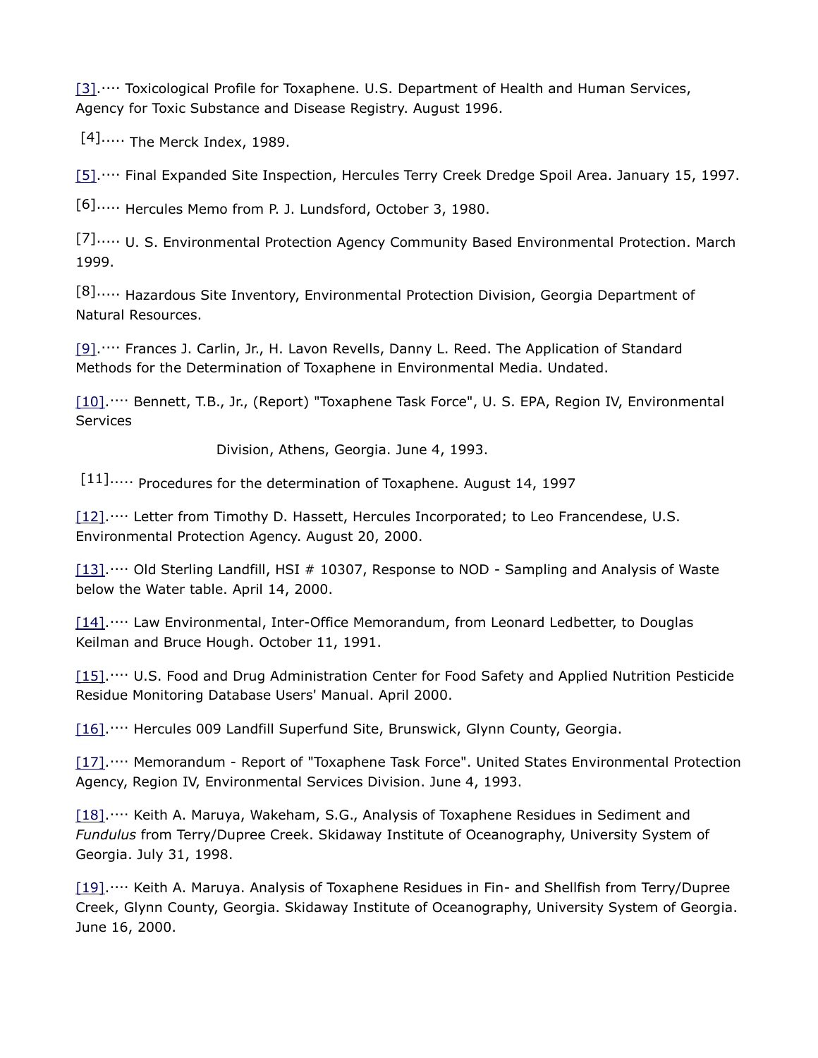[3].···· Toxicological Profile for Toxaphene. U.S. Department of Health and Human Services, Agency for Toxic Substance and Disease Registry. August 1996.

[4]..... The Merck Index, 1989.

[5].···· Final Expanded Site Inspection, Hercules Terry Creek Dredge Spoil Area. January 15, 1997.

[6]..... Hercules Memo from P. J. Lundsford, October 3, 1980.

[7]..... U. S. Environmental Protection Agency Community Based Environmental Protection. March 1999.

[8]..... Hazardous Site Inventory, Environmental Protection Division, Georgia Department of Natural Resources.

[9].···· Frances J. Carlin, Jr., H. Lavon Revells, Danny L. Reed. The Application of Standard Methods for the Determination of Toxaphene in Environmental Media. Undated.

[10].···· Bennett, T.B., Jr., (Report) "Toxaphene Task Force", U. S. EPA, Region IV, Environmental Services

Division, Athens, Georgia. June 4, 1993.

[11]..... Procedures for the determination of Toxaphene. August 14, 1997

[12].···· Letter from Timothy D. Hassett, Hercules Incorporated; to Leo Francendese, U.S. Environmental Protection Agency. August 20, 2000.

[13].···· Old Sterling Landfill, HSI # 10307, Response to NOD - Sampling and Analysis of Waste below the Water table. April 14, 2000.

[14].···· Law Environmental, Inter-Office Memorandum, from Leonard Ledbetter, to Douglas Keilman and Bruce Hough. October 11, 1991.

[15].···· U.S. Food and Drug Administration Center for Food Safety and Applied Nutrition Pesticide Residue Monitoring Database Users' Manual. April 2000.

[16].···· Hercules 009 Landfill Superfund Site, Brunswick, Glynn County, Georgia.

[17].···· Memorandum - Report of "Toxaphene Task Force". United States Environmental Protection Agency, Region IV, Environmental Services Division. June 4, 1993.

[18].···· Keith A. Maruya, Wakeham, S.G., Analysis of Toxaphene Residues in Sediment and *Fundulus* from Terry/Dupree Creek. Skidaway Institute of Oceanography, University System of Georgia. July 31, 1998.

[19].···· Keith A. Maruya. Analysis of Toxaphene Residues in Fin- and Shellfish from Terry/Dupree Creek, Glynn County, Georgia. Skidaway Institute of Oceanography, University System of Georgia. June 16, 2000.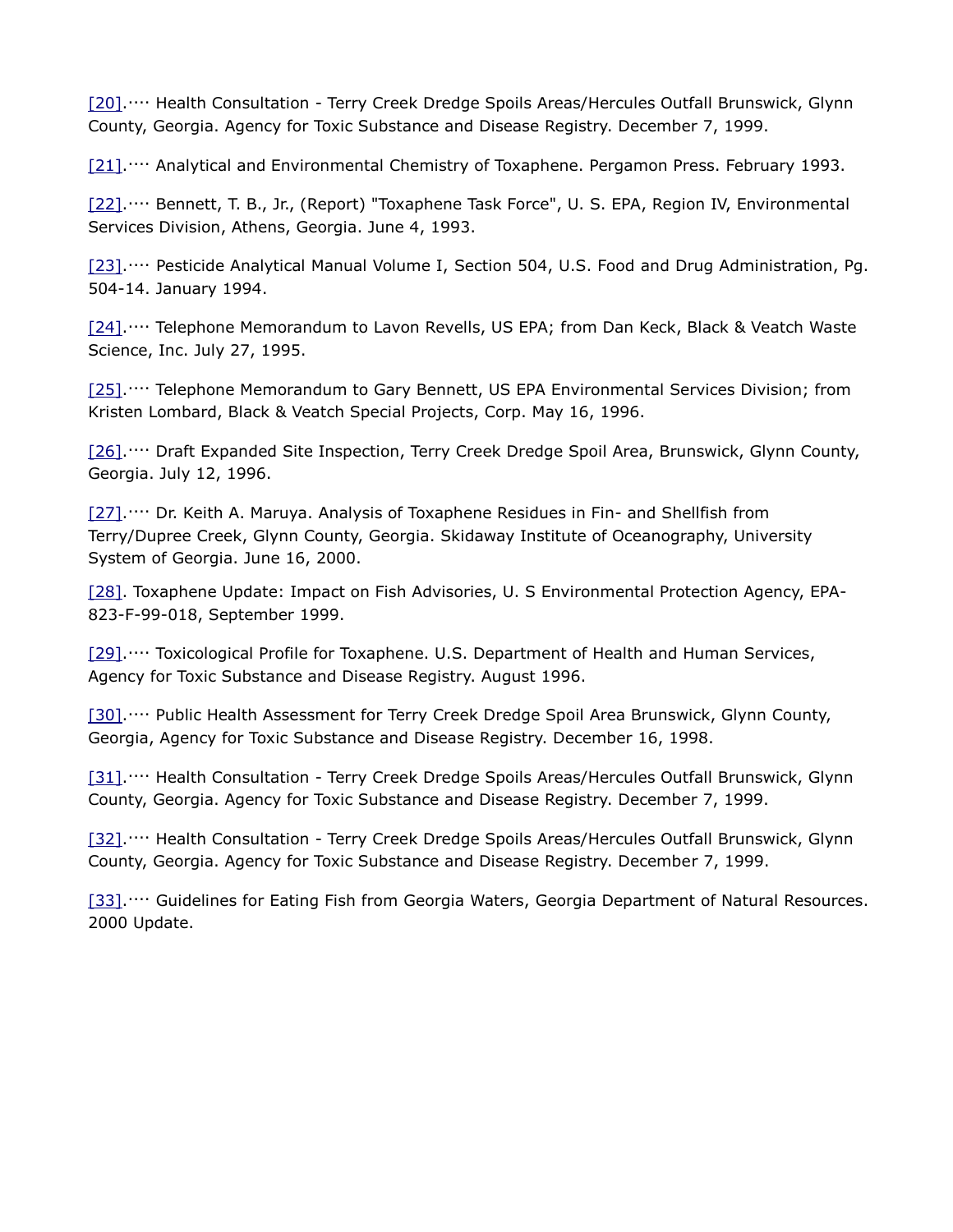[20].···· Health Consultation - Terry Creek Dredge Spoils Areas/Hercules Outfall Brunswick, Glynn County, Georgia. Agency for Toxic Substance and Disease Registry. December 7, 1999.

[21].···· Analytical and Environmental Chemistry of Toxaphene. Pergamon Press. February 1993.

[22].···· Bennett, T. B., Jr., (Report) "Toxaphene Task Force", U. S. EPA, Region IV, Environmental Services Division, Athens, Georgia. June 4, 1993.

[23].···· Pesticide Analytical Manual Volume I, Section 504, U.S. Food and Drug Administration, Pg. 504-14. January 1994.

[24].···· Telephone Memorandum to Lavon Revells, US EPA; from Dan Keck, Black & Veatch Waste Science, Inc. July 27, 1995.

[25].···· Telephone Memorandum to Gary Bennett, US EPA Environmental Services Division; from Kristen Lombard, Black & Veatch Special Projects, Corp. May 16, 1996.

[26].···· Draft Expanded Site Inspection, Terry Creek Dredge Spoil Area, Brunswick, Glynn County, Georgia. July 12, 1996.

[27].···· Dr. Keith A. Maruya. Analysis of Toxaphene Residues in Fin- and Shellfish from Terry/Dupree Creek, Glynn County, Georgia. Skidaway Institute of Oceanography, University System of Georgia. June 16, 2000.

[28]. Toxaphene Update: Impact on Fish Advisories, U. S Environmental Protection Agency, EPA-823-F-99-018, September 1999.

[29].···· Toxicological Profile for Toxaphene. U.S. Department of Health and Human Services, Agency for Toxic Substance and Disease Registry. August 1996.

[30].···· Public Health Assessment for Terry Creek Dredge Spoil Area Brunswick, Glynn County, Georgia, Agency for Toxic Substance and Disease Registry. December 16, 1998.

[31].···· Health Consultation - Terry Creek Dredge Spoils Areas/Hercules Outfall Brunswick, Glynn County, Georgia. Agency for Toxic Substance and Disease Registry. December 7, 1999.

[32].···· Health Consultation - Terry Creek Dredge Spoils Areas/Hercules Outfall Brunswick, Glynn County, Georgia. Agency for Toxic Substance and Disease Registry. December 7, 1999.

[33].···· Guidelines for Eating Fish from Georgia Waters, Georgia Department of Natural Resources. 2000 Update.